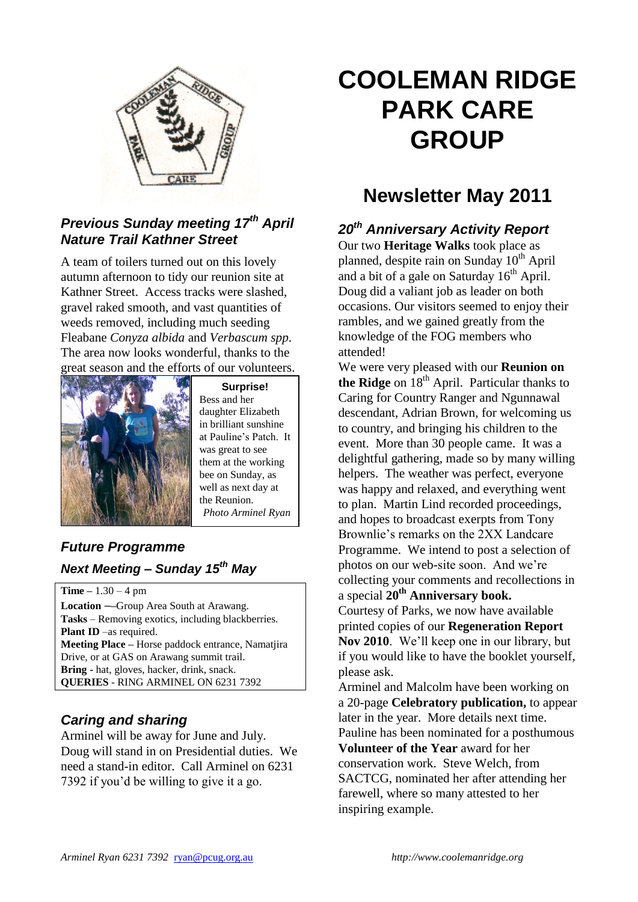# COOLEMAN RIDGE PARK CARE GROUP

## Newsletter May 2011

### *Previous Sunday meeting 17th April Nature Trail Kathner Street*

A team of toilers turned out on this lovely autumn afternoon to tidy our reunion site at Kathner Street. Access tracks were slashed, gravel raked smooth, and vast quantities of weeds removed, including much seeding Fleabane *Conyza albida* and *Verbascum spp*. The area now looks wonderful, thanks to the great season and the efforts of our volunteers.

**Surprise!**
Bess and her daughter Elizabeth in brilliant sunshine at Pauline's Patch. It was great to see them at the working bee on Sunday, as well as next day at the Reunion.
*Photo Arminel Ryan*

### *Future Programme*

#### *Next Meeting – Sunday 15th May*

**Time** – 1.30 – 4 pm
**Location** —Group Area South at Arawang.
**Tasks** – Removing exotics, including blackberries.
**Plant ID** –as required.
**Meeting Place –** Horse paddock entrance, Namatjira Drive, or at GAS on Arawang summit trail.
**Bring -** hat, gloves, hacker, drink, snack.
**QUERIES** - RING ARMINEL ON 6231 7392

### *Caring and sharing*

Arminel will be away for June and July. Doug will stand in on Presidential duties. We need a stand-in editor. Call Arminel on 6231 7392 if you'd be willing to give it a go.

### *20th Anniversary Activity Report*

Our two **Heritage Walks** took place as planned, despite rain on Sunday 10th April and a bit of a gale on Saturday 16th April. Doug did a valiant job as leader on both occasions. Our visitors seemed to enjoy their rambles, and we gained greatly from the knowledge of the FOG members who attended!

We were very pleased with our **Reunion on the Ridge** on 18th April. Particular thanks to Caring for Country Ranger and Ngunnawal descendant, Adrian Brown, for welcoming us to country, and bringing his children to the event. More than 30 people came. It was a delightful gathering, made so by many willing helpers. The weather was perfect, everyone was happy and relaxed, and everything went to plan. Martin Lind recorded proceedings, and hopes to broadcast exerpts from Tony Brownlie's remarks on the 2XX Landcare Programme. We intend to post a selection of photos on our web-site soon. And we're collecting your comments and recollections in a special **20th Anniversary book.**

Courtesy of Parks, we now have available printed copies of our **Regeneration Report Nov 2010**. We'll keep one in our library, but if you would like to have the booklet yourself, please ask.

Arminel and Malcolm have been working on a 20-page **Celebratory publication,** to appear later in the year. More details next time.

Pauline has been nominated for a posthumous **Volunteer of the Year** award for her conservation work. Steve Welch, from SACTCG, nominated her after attending her farewell, where so many attested to her inspiring example.

*Arminel Ryan 6231 7392* ryan@pcug.org.au *http://www.coolemanridge.org*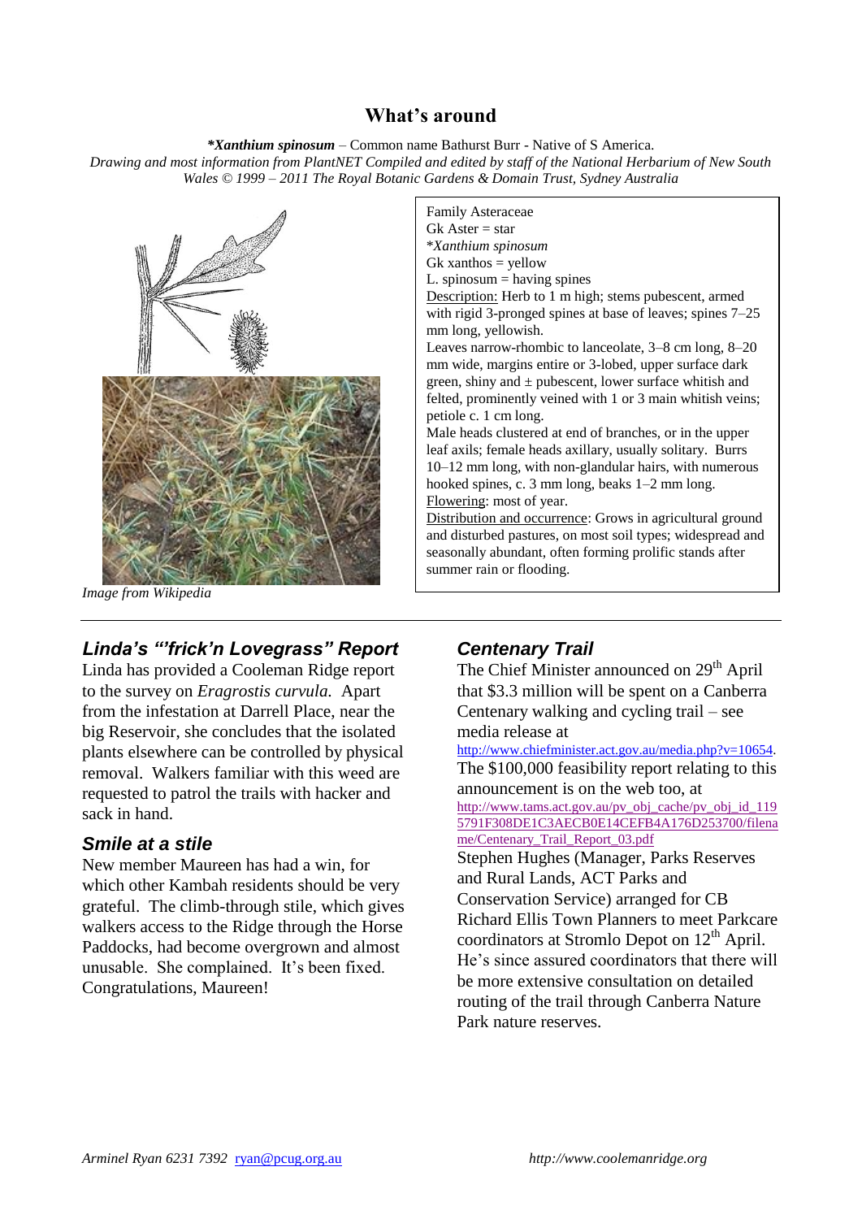## What's around

***Xanthium spinosum*** – Common name Bathurst Burr - Native of S America.
*Drawing and most information from PlantNET Compiled and edited by staff of the National Herbarium of New South Wales © 1999 – 2011 The Royal Botanic Gardens & Domain Trust, Sydney Australia*

*Image from Wikipedia*

Family Asteraceae
Gk Aster = star
**Xanthium spinosum*
Gk xanthos = yellow
L. spinosum = having spines
Description: Herb to 1 m high; stems pubescent, armed with rigid 3-pronged spines at base of leaves; spines 7–25 mm long, yellowish.
Leaves narrow-rhombic to lanceolate, 3–8 cm long, 8–20 mm wide, margins entire or 3-lobed, upper surface dark green, shiny and ± pubescent, lower surface whitish and felted, prominently veined with 1 or 3 main whitish veins; petiole c. 1 cm long.
Male heads clustered at end of branches, or in the upper leaf axils; female heads axillary, usually solitary. Burrs 10–12 mm long, with non-glandular hairs, with numerous hooked spines, c. 3 mm long, beaks 1–2 mm long.
Flowering: most of year.
Distribution and occurrence: Grows in agricultural ground and disturbed pastures, on most soil types; widespread and seasonally abundant, often forming prolific stands after summer rain or flooding.

---

### *Linda's "'frick'n Lovegrass" Report*

Linda has provided a Cooleman Ridge report to the survey on *Eragrostis curvula.* Apart from the infestation at Darrell Place, near the big Reservoir, she concludes that the isolated plants elsewhere can be controlled by physical removal. Walkers familiar with this weed are requested to patrol the trails with hacker and sack in hand.

### *Smile at a stile*

New member Maureen has had a win, for which other Kambah residents should be very grateful. The climb-through stile, which gives walkers access to the Ridge through the Horse Paddocks, had become overgrown and almost unusable. She complained. It's been fixed. Congratulations, Maureen!

### *Centenary Trail*

The Chief Minister announced on 29th April that $3.3 million will be spent on a Canberra Centenary walking and cycling trail – see media release at http://www.chiefminister.act.gov.au/media.php?v=10654. The $100,000 feasibility report relating to this announcement is on the web too, at http://www.tams.act.gov.au/pv_obj_cache/pv_obj_id_1195791F308DE1C3AECB0E14CEFB4A176D253700/filename/Centenary_Trail_Report_03.pdf

Stephen Hughes (Manager, Parks Reserves and Rural Lands, ACT Parks and Conservation Service) arranged for CB Richard Ellis Town Planners to meet Parkcare coordinators at Stromlo Depot on 12th April. He's since assured coordinators that there will be more extensive consultation on detailed routing of the trail through Canberra Nature Park nature reserves.

*Arminel Ryan 6231 7392* ryan@pcug.org.au *http://www.coolemanridge.org*